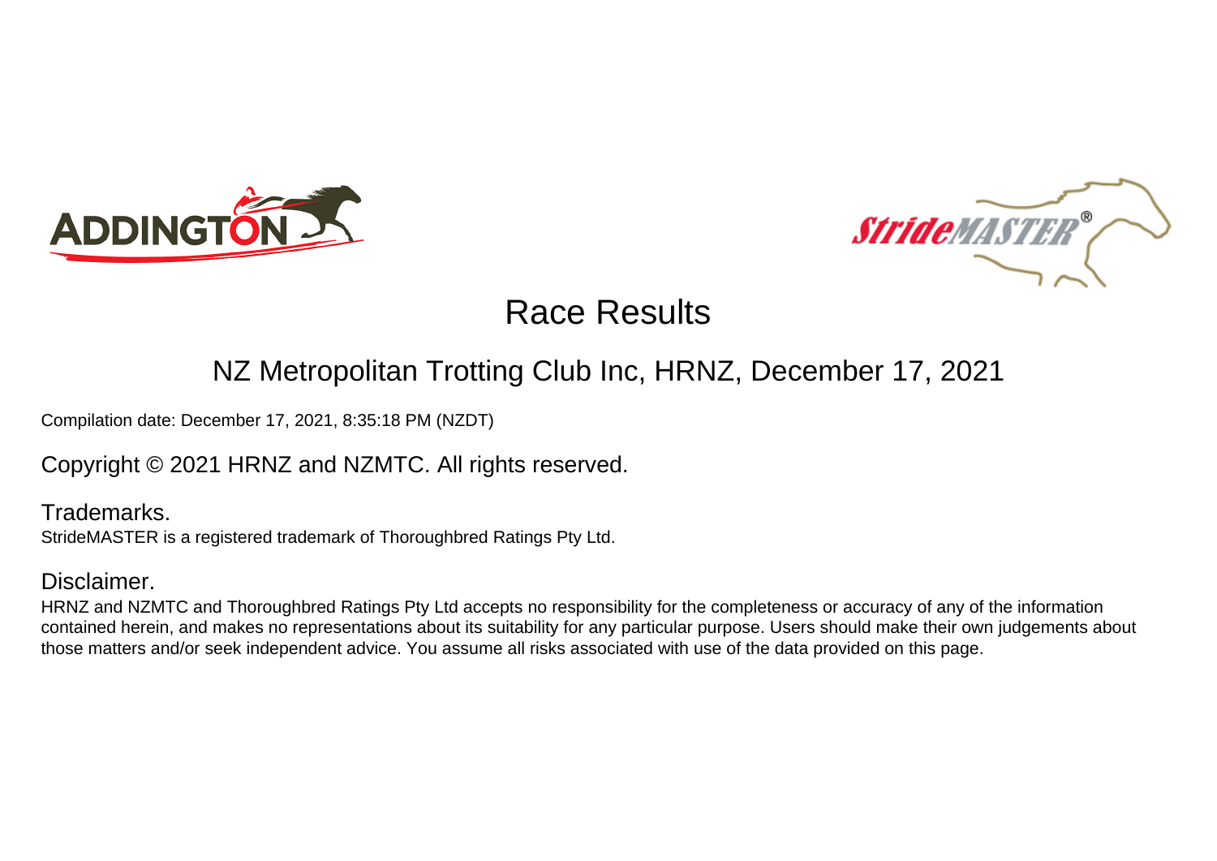# Race Results

## NZ Metropolitan Trotting Club Inc, HRNZ, December 17, 2021

Compilation date: December 17, 2021, 8:35:18 PM (NZDT)

Copyright © 2021 HRNZ and NZMTC. All rights reserved.

### Trademarks.

StrideMASTER is a registered trademark of Thoroughbred Ratings Pty Ltd.

### Disclaimer.

HRNZ and NZMTC and Thoroughbred Ratings Pty Ltd accepts no responsibility for the completeness or accuracy of any of the information contained herein, and makes no representations about its suitability for any particular purpose. Users should make their own judgements about those matters and/or seek independent advice. You assume all risks associated with use of the data provided on this page.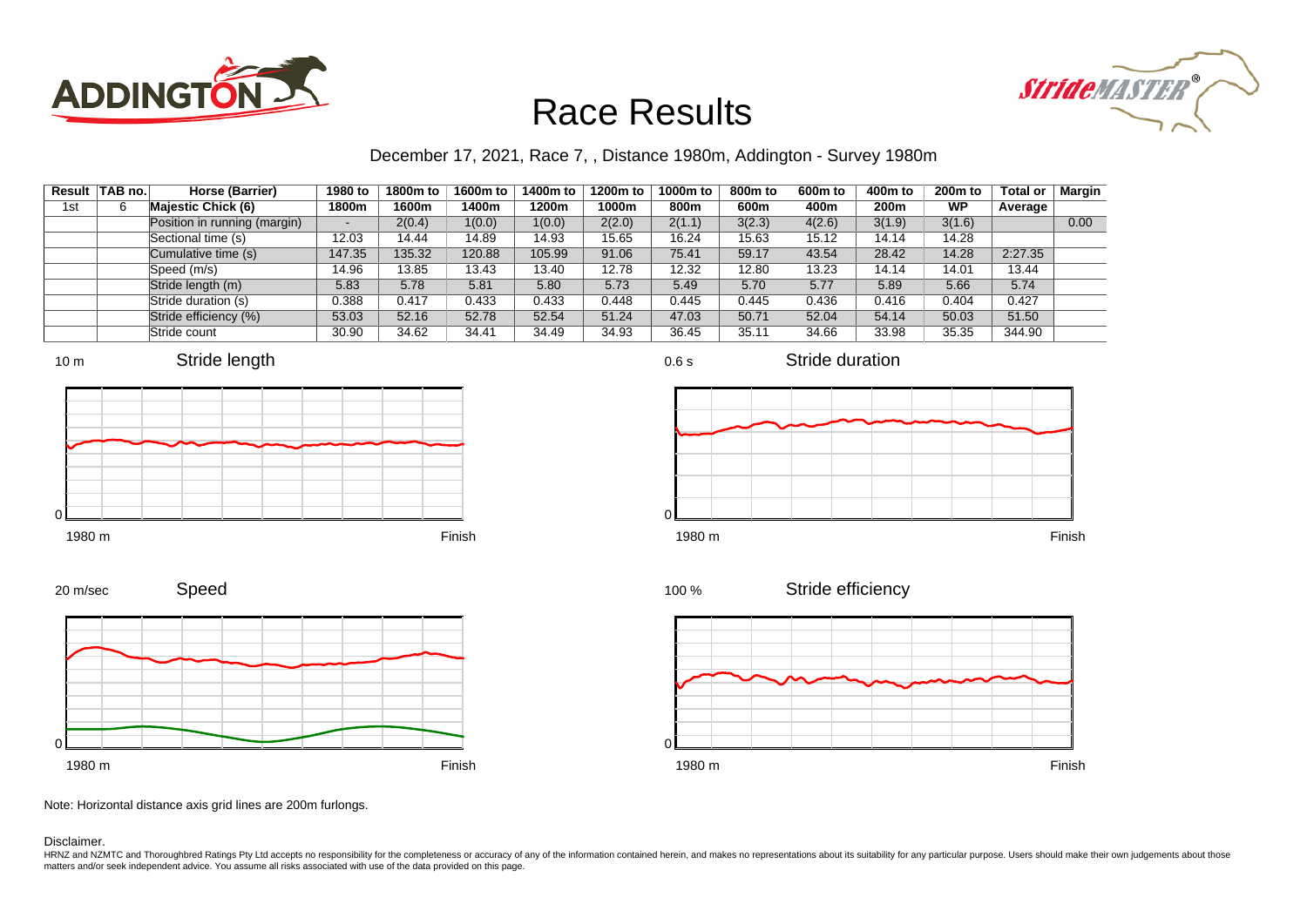# Race Results

December 17, 2021, Race 7, , Distance 1980m, Addington - Survey 1980m

| Result | TAB no. | Horse (Barrier) | 1980 to 1800m | 1800m to 1600m | 1600m to 1400m | 1400m to 1200m | 1200m to 1000m | 1000m to 800m | 800m to 600m | 600m to 400m | 400m to 200m | 200m to WP | Total or Average | Margin |
|---|---|---|---|---|---|---|---|---|---|---|---|---|---|---|
| 1st | 6 | **Majestic Chick (6)** | | | | | | | | | | | | |
| | | Position in running (margin) | - | 2(0.4) | 1(0.0) | 1(0.0) | 2(2.0) | 2(1.1) | 3(2.3) | 4(2.6) | 3(1.9) | 3(1.6) | | 0.00 |
| | | Sectional time (s) | 12.03 | 14.44 | 14.89 | 14.93 | 15.65 | 16.24 | 15.63 | 15.12 | 14.14 | 14.28 | | |
| | | Cumulative time (s) | 147.35 | 135.32 | 120.88 | 105.99 | 91.06 | 75.41 | 59.17 | 43.54 | 28.42 | 14.28 | 2:27.35 | |
| | | Speed (m/s) | 14.96 | 13.85 | 13.43 | 13.40 | 12.78 | 12.32 | 12.80 | 13.23 | 14.14 | 14.01 | 13.44 | |
| | | Stride length (m) | 5.83 | 5.78 | 5.81 | 5.80 | 5.73 | 5.49 | 5.70 | 5.77 | 5.89 | 5.66 | 5.74 | |
| | | Stride duration (s) | 0.388 | 0.417 | 0.433 | 0.433 | 0.448 | 0.445 | 0.445 | 0.436 | 0.416 | 0.404 | 0.427 | |
| | | Stride efficiency (%) | 53.03 | 52.16 | 52.78 | 52.54 | 51.24 | 47.03 | 50.71 | 52.04 | 54.14 | 50.03 | 51.50 | |
| | | Stride count | 30.90 | 34.62 | 34.41 | 34.49 | 34.93 | 36.45 | 35.11 | 34.66 | 33.98 | 35.35 | 344.90 | |

Stride length (10 m, 1980 m – Finish)

Stride duration (0.6 s, 1980 m – Finish)

Speed (20 m/sec, 1980 m – Finish)

Stride efficiency (100 %, 1980 m – Finish)

Note: Horizontal distance axis grid lines are 200m furlongs.

Disclaimer.

HRNZ and NZMTC and Thoroughbred Ratings Pty Ltd accepts no responsibility for the completeness or accuracy of any of the information contained herein, and makes no representations about its suitability for any particular purpose. Users should make their own judgements about those matters and/or seek independent advice. You assume all risks associated with use of the data provided on this page.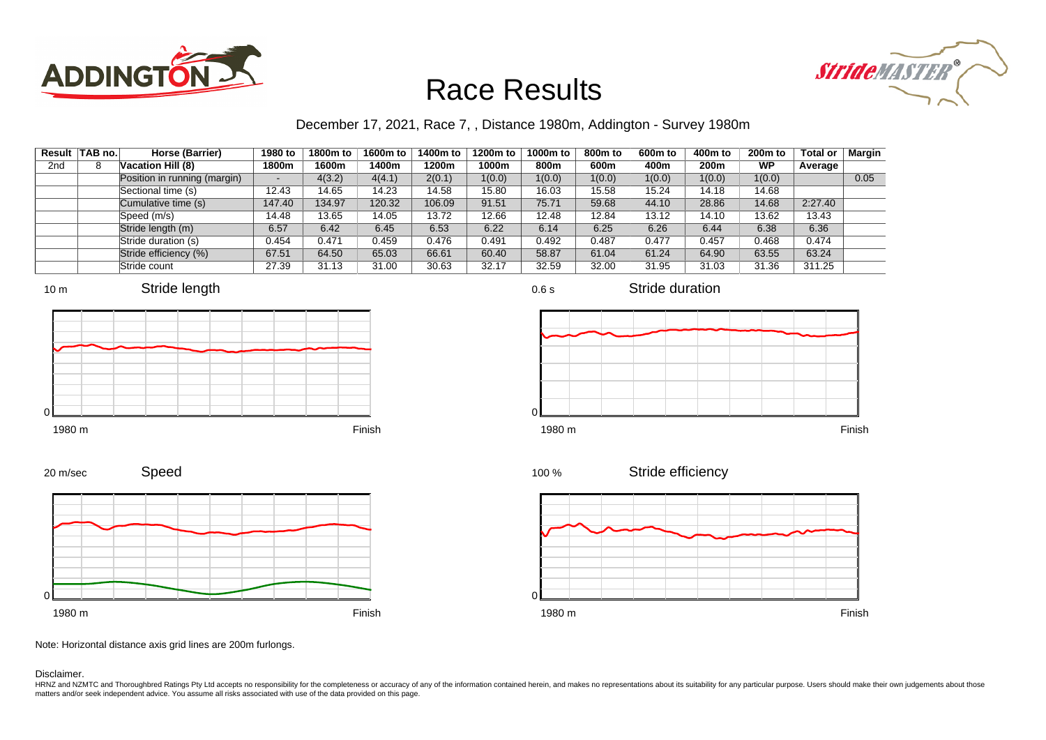# Race Results

December 17, 2021, Race 7, , Distance 1980m, Addington - Survey 1980m

| Result | TAB no. | Horse (Barrier) | 1980 to 1800m | 1800m to 1600m | 1600m to 1400m | 1400m to 1200m | 1200m to 1000m | 1000m to 800m | 800m to 600m | 600m to 400m | 400m to 200m | 200m to WP | Total or Average | Margin |
|---|---|---|---|---|---|---|---|---|---|---|---|---|---|---|
| 2nd | 8 | **Vacation Hill (8)** | | | | | | | | | | | | |
| | | Position in running (margin) | - | 4(3.2) | 4(4.1) | 2(0.1) | 1(0.0) | 1(0.0) | 1(0.0) | 1(0.0) | 1(0.0) | 1(0.0) | | 0.05 |
| | | Sectional time (s) | 12.43 | 14.65 | 14.23 | 14.58 | 15.80 | 16.03 | 15.58 | 15.24 | 14.18 | 14.68 | | |
| | | Cumulative time (s) | 147.40 | 134.97 | 120.32 | 106.09 | 91.51 | 75.71 | 59.68 | 44.10 | 28.86 | 14.68 | 2:27.40 | |
| | | Speed (m/s) | 14.48 | 13.65 | 14.05 | 13.72 | 12.66 | 12.48 | 12.84 | 13.12 | 14.10 | 13.62 | 13.43 | |
| | | Stride length (m) | 6.57 | 6.42 | 6.45 | 6.53 | 6.22 | 6.14 | 6.25 | 6.26 | 6.44 | 6.38 | 6.36 | |
| | | Stride duration (s) | 0.454 | 0.471 | 0.459 | 0.476 | 0.491 | 0.492 | 0.487 | 0.477 | 0.457 | 0.468 | 0.474 | |
| | | Stride efficiency (%) | 67.51 | 64.50 | 65.03 | 66.61 | 60.40 | 58.87 | 61.04 | 61.24 | 64.90 | 63.55 | 63.24 | |
| | | Stride count | 27.39 | 31.13 | 31.00 | 30.63 | 32.17 | 32.59 | 32.00 | 31.95 | 31.03 | 31.36 | 311.25 | |

Note: Horizontal distance axis grid lines are 200m furlongs.

Disclaimer.

HRNZ and NZMTC and Thoroughbred Ratings Pty Ltd accepts no responsibility for the completeness or accuracy of any of the information contained herein, and makes no representations about its suitability for any particular purpose. Users should make their own judgements about those matters and/or seek independent advice. You assume all risks associated with use of the data provided on this page.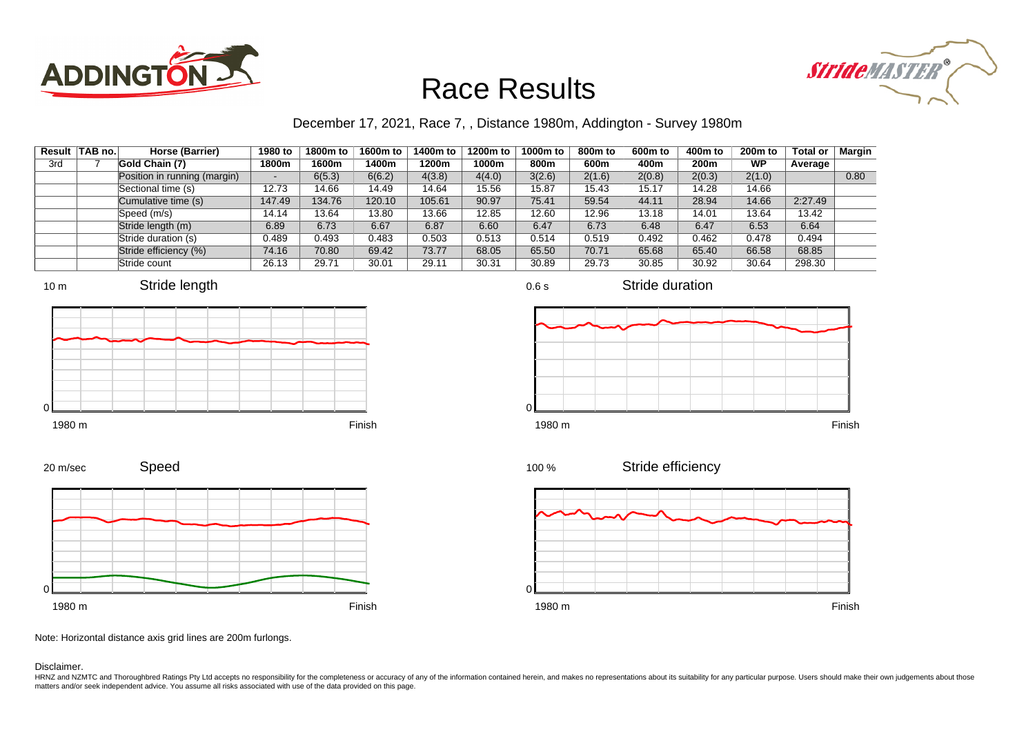# Race Results

December 17, 2021, Race 7, , Distance 1980m, Addington - Survey 1980m

| Result | TAB no. | Horse (Barrier) | 1980 to 1800m | 1800m to 1600m | 1600m to 1400m | 1400m to 1200m | 1200m to 1000m | 1000m to 800m | 800m to 600m | 600m to 400m | 400m to 200m | 200m to WP | Total or Average | Margin |
|---|---|---|---|---|---|---|---|---|---|---|---|---|---|---|
| 3rd | 7 | Gold Chain (7) | | | | | | | | | | | | |
| | | Position in running (margin) | - | 6(5.3) | 6(6.2) | 4(3.8) | 4(4.0) | 3(2.6) | 2(1.6) | 2(0.8) | 2(0.3) | 2(1.0) | | 0.80 |
| | | Sectional time (s) | 12.73 | 14.66 | 14.49 | 14.64 | 15.56 | 15.87 | 15.43 | 15.17 | 14.28 | 14.66 | | |
| | | Cumulative time (s) | 147.49 | 134.76 | 120.10 | 105.61 | 90.97 | 75.41 | 59.54 | 44.11 | 28.94 | 14.66 | 2:27.49 | |
| | | Speed (m/s) | 14.14 | 13.64 | 13.80 | 13.66 | 12.85 | 12.60 | 12.96 | 13.18 | 14.01 | 13.64 | 13.42 | |
| | | Stride length (m) | 6.89 | 6.73 | 6.67 | 6.87 | 6.60 | 6.47 | 6.73 | 6.48 | 6.47 | 6.53 | 6.64 | |
| | | Stride duration (s) | 0.489 | 0.493 | 0.483 | 0.503 | 0.513 | 0.514 | 0.519 | 0.492 | 0.462 | 0.478 | 0.494 | |
| | | Stride efficiency (%) | 74.16 | 70.80 | 69.42 | 73.77 | 68.05 | 65.50 | 70.71 | 65.68 | 65.40 | 66.58 | 68.85 | |
| | | Stride count | 26.13 | 29.71 | 30.01 | 29.11 | 30.31 | 30.89 | 29.73 | 30.85 | 30.92 | 30.64 | 298.30 | |

Note: Horizontal distance axis grid lines are 200m furlongs.

Disclaimer.

HRNZ and NZMTC and Thoroughbred Ratings Pty Ltd accepts no responsibility for the completeness or accuracy of any of the information contained herein, and makes no representations about its suitability for any particular purpose. Users should make their own judgements about those matters and/or seek independent advice. You assume all risks associated with use of the data provided on this page.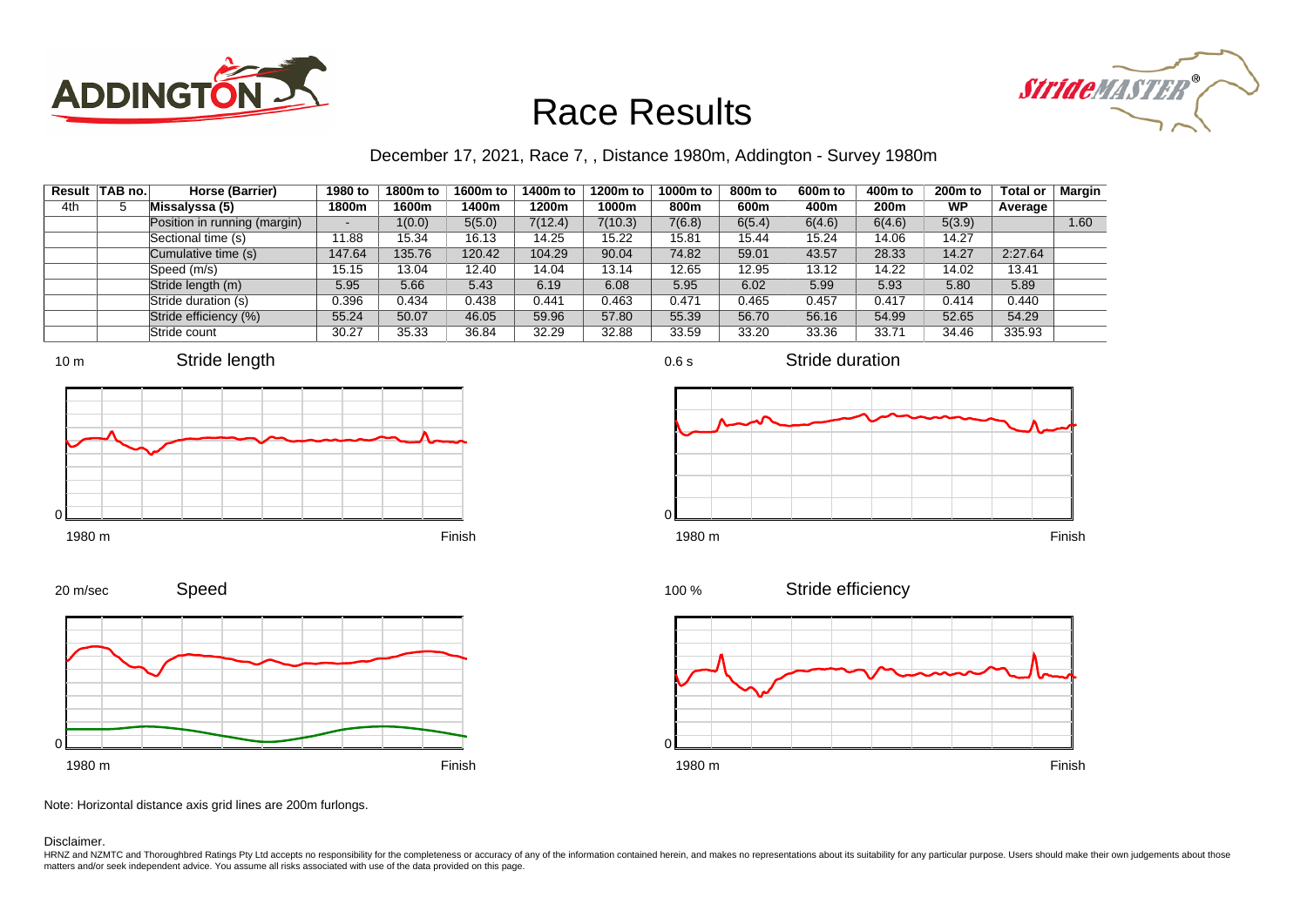# Race Results

December 17, 2021, Race 7, , Distance 1980m, Addington - Survey 1980m

| Result | TAB no. | Horse (Barrier) | 1980 to 1800m | 1800m to 1600m | 1600m to 1400m | 1400m to 1200m | 1200m to 1000m | 1000m to 800m | 800m to 600m | 600m to 400m | 400m to 200m | 200m to WP | Total or Average | Margin |
|---|---|---|---|---|---|---|---|---|---|---|---|---|---|---|
| 4th | 5 | Missalyssa (5) | | | | | | | | | | | | |
| | | Position in running (margin) | - | 1(0.0) | 5(5.0) | 7(12.4) | 7(10.3) | 7(6.8) | 6(5.4) | 6(4.6) | 6(4.6) | 5(3.9) | | 1.60 |
| | | Sectional time (s) | 11.88 | 15.34 | 16.13 | 14.25 | 15.22 | 15.81 | 15.44 | 15.24 | 14.06 | 14.27 | | |
| | | Cumulative time (s) | 147.64 | 135.76 | 120.42 | 104.29 | 90.04 | 74.82 | 59.01 | 43.57 | 28.33 | 14.27 | 2:27.64 | |
| | | Speed (m/s) | 15.15 | 13.04 | 12.40 | 14.04 | 13.14 | 12.65 | 12.95 | 13.12 | 14.22 | 14.02 | 13.41 | |
| | | Stride length (m) | 5.95 | 5.66 | 5.43 | 6.19 | 6.08 | 5.95 | 6.02 | 5.99 | 5.93 | 5.80 | 5.89 | |
| | | Stride duration (s) | 0.396 | 0.434 | 0.438 | 0.441 | 0.463 | 0.471 | 0.465 | 0.457 | 0.417 | 0.414 | 0.440 | |
| | | Stride efficiency (%) | 55.24 | 50.07 | 46.05 | 59.96 | 57.80 | 55.39 | 56.70 | 56.16 | 54.99 | 52.65 | 54.29 | |
| | | Stride count | 30.27 | 35.33 | 36.84 | 32.29 | 32.88 | 33.59 | 33.20 | 33.36 | 33.71 | 34.46 | 335.93 | |

Note: Horizontal distance axis grid lines are 200m furlongs.

Disclaimer.

HRNZ and NZMTC and Thoroughbred Ratings Pty Ltd accepts no responsibility for the completeness or accuracy of any of the information contained herein, and makes no representations about its suitability for any particular purpose. Users should make their own judgements about those matters and/or seek independent advice. You assume all risks associated with use of the data provided on this page.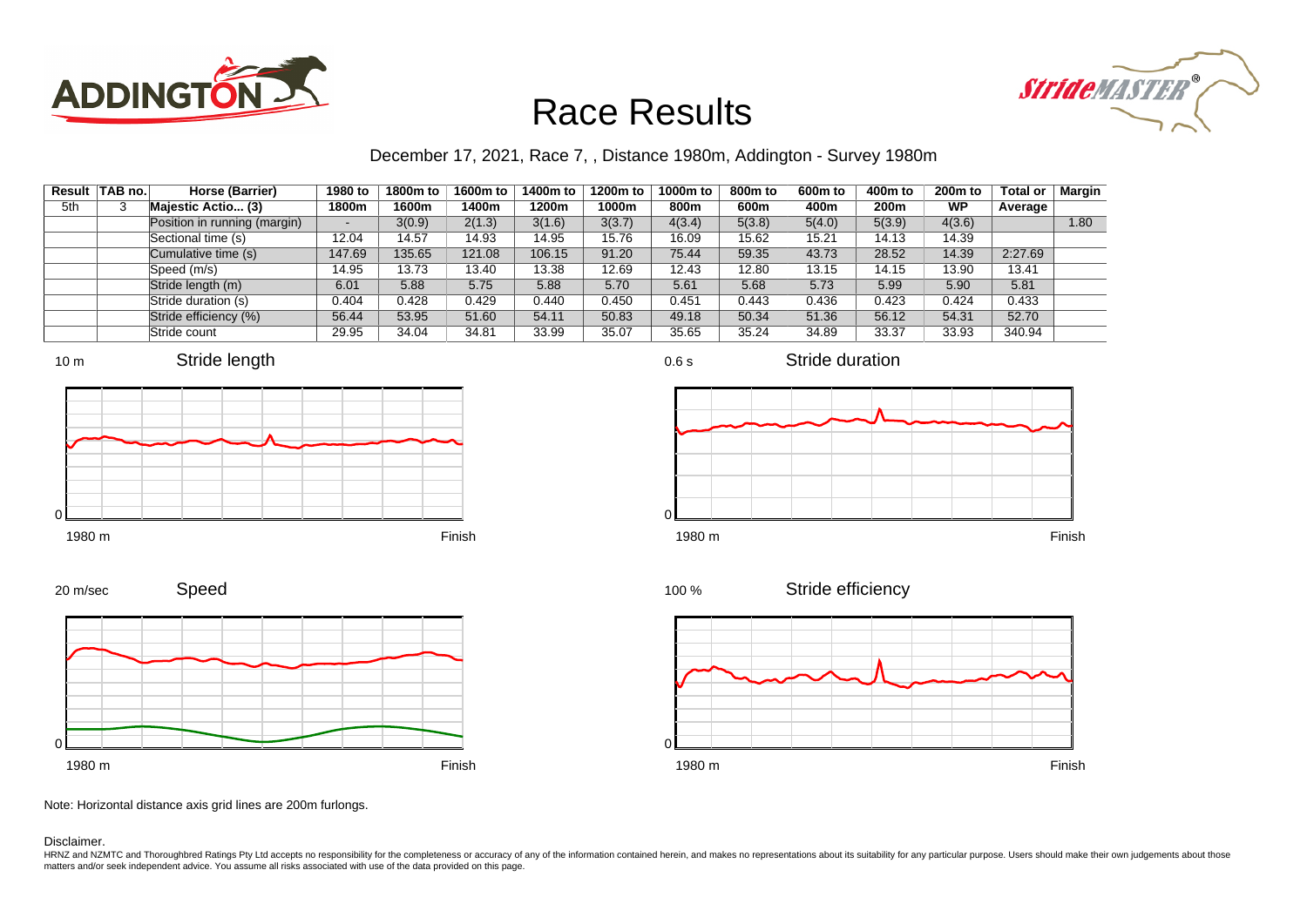# Race Results

December 17, 2021, Race 7, , Distance 1980m, Addington - Survey 1980m

| Result | TAB no. | Horse (Barrier) | 1980 to 1800m | 1800m to 1600m | 1600m to 1400m | 1400m to 1200m | 1200m to 1000m | 1000m to 800m | 800m to 600m | 600m to 400m | 400m to 200m | 200m to WP | Total or Average | Margin |
|---|---|---|---|---|---|---|---|---|---|---|---|---|---|---|
| 5th | 3 | Majestic Actio... (3) | | | | | | | | | | | | |
| | | Position in running (margin) | - | 3(0.9) | 2(1.3) | 3(1.6) | 3(3.7) | 4(3.4) | 5(3.8) | 5(4.0) | 5(3.9) | 4(3.6) | | 1.80 |
| | | Sectional time (s) | 12.04 | 14.57 | 14.93 | 14.95 | 15.76 | 16.09 | 15.62 | 15.21 | 14.13 | 14.39 | | |
| | | Cumulative time (s) | 147.69 | 135.65 | 121.08 | 106.15 | 91.20 | 75.44 | 59.35 | 43.73 | 28.52 | 14.39 | 2:27.69 | |
| | | Speed (m/s) | 14.95 | 13.73 | 13.40 | 13.38 | 12.69 | 12.43 | 12.80 | 13.15 | 14.15 | 13.90 | 13.41 | |
| | | Stride length (m) | 6.01 | 5.88 | 5.75 | 5.88 | 5.70 | 5.61 | 5.68 | 5.73 | 5.99 | 5.90 | 5.81 | |
| | | Stride duration (s) | 0.404 | 0.428 | 0.429 | 0.440 | 0.450 | 0.451 | 0.443 | 0.436 | 0.423 | 0.424 | 0.433 | |
| | | Stride efficiency (%) | 56.44 | 53.95 | 51.60 | 54.11 | 50.83 | 49.18 | 50.34 | 51.36 | 56.12 | 54.31 | 52.70 | |
| | | Stride count | 29.95 | 34.04 | 34.81 | 33.99 | 35.07 | 35.65 | 35.24 | 34.89 | 33.37 | 33.93 | 340.94 | |

Stride length (10 m; 1980 m to Finish)

Stride duration (0.6 s; 1980 m to Finish)

Speed (20 m/sec; 1980 m to Finish)

Stride efficiency (100 %; 1980 m to Finish)

Note: Horizontal distance axis grid lines are 200m furlongs.

Disclaimer.

HRNZ and NZMTC and Thoroughbred Ratings Pty Ltd accepts no responsibility for the completeness or accuracy of any of the information contained herein, and makes no representations about its suitability for any particular purpose. Users should make their own judgements about those matters and/or seek independent advice. You assume all risks associated with use of the data provided on this page.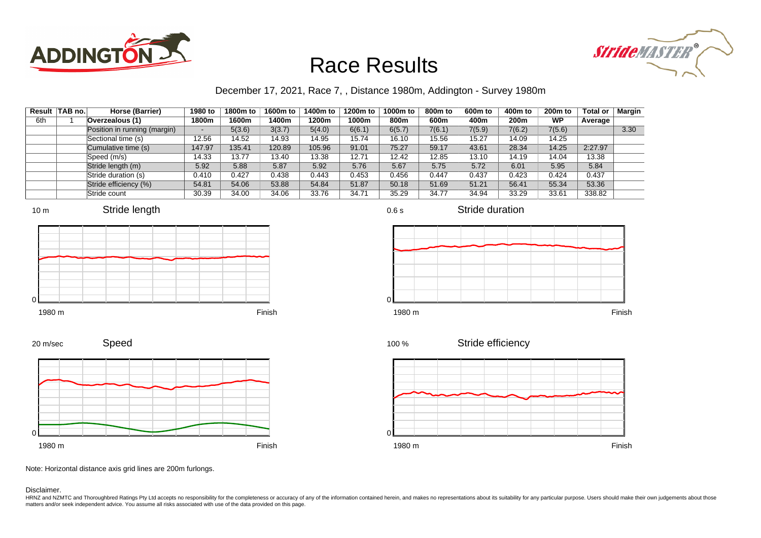# Race Results

December 17, 2021, Race 7, , Distance 1980m, Addington - Survey 1980m

| Result | TAB no. | Horse (Barrier) | 1980 to 1800m | 1800m to 1600m | 1600m to 1400m | 1400m to 1200m | 1200m to 1000m | 1000m to 800m | 800m to 600m | 600m to 400m | 400m to 200m | 200m to WP | Total or Average | Margin |
|---|---|---|---|---|---|---|---|---|---|---|---|---|---|---|
| 6th | 1 | **Overzealous (1)** | | | | | | | | | | | | |
| | | Position in running (margin) | - | 5(3.6) | 3(3.7) | 5(4.0) | 6(6.1) | 6(5.7) | 7(6.1) | 7(5.9) | 7(6.2) | 7(5.6) | | 3.30 |
| | | Sectional time (s) | 12.56 | 14.52 | 14.93 | 14.95 | 15.74 | 16.10 | 15.56 | 15.27 | 14.09 | 14.25 | | |
| | | Cumulative time (s) | 147.97 | 135.41 | 120.89 | 105.96 | 91.01 | 75.27 | 59.17 | 43.61 | 28.34 | 14.25 | 2:27.97 | |
| | | Speed (m/s) | 14.33 | 13.77 | 13.40 | 13.38 | 12.71 | 12.42 | 12.85 | 13.10 | 14.19 | 14.04 | 13.38 | |
| | | Stride length (m) | 5.92 | 5.88 | 5.87 | 5.92 | 5.76 | 5.67 | 5.75 | 5.72 | 6.01 | 5.95 | 5.84 | |
| | | Stride duration (s) | 0.410 | 0.427 | 0.438 | 0.443 | 0.453 | 0.456 | 0.447 | 0.437 | 0.423 | 0.424 | 0.437 | |
| | | Stride efficiency (%) | 54.81 | 54.06 | 53.88 | 54.84 | 51.87 | 50.18 | 51.69 | 51.21 | 56.41 | 55.34 | 53.36 | |
| | | Stride count | 30.39 | 34.00 | 34.06 | 33.76 | 34.71 | 35.29 | 34.77 | 34.94 | 33.29 | 33.61 | 338.82 | |

Note: Horizontal distance axis grid lines are 200m furlongs.

Disclaimer.

HRNZ and NZMTC and Thoroughbred Ratings Pty Ltd accepts no responsibility for the completeness or accuracy of any of the information contained herein, and makes no representations about its suitability for any particular purpose. Users should make their own judgements about those matters and/or seek independent advice. You assume all risks associated with use of the data provided on this page.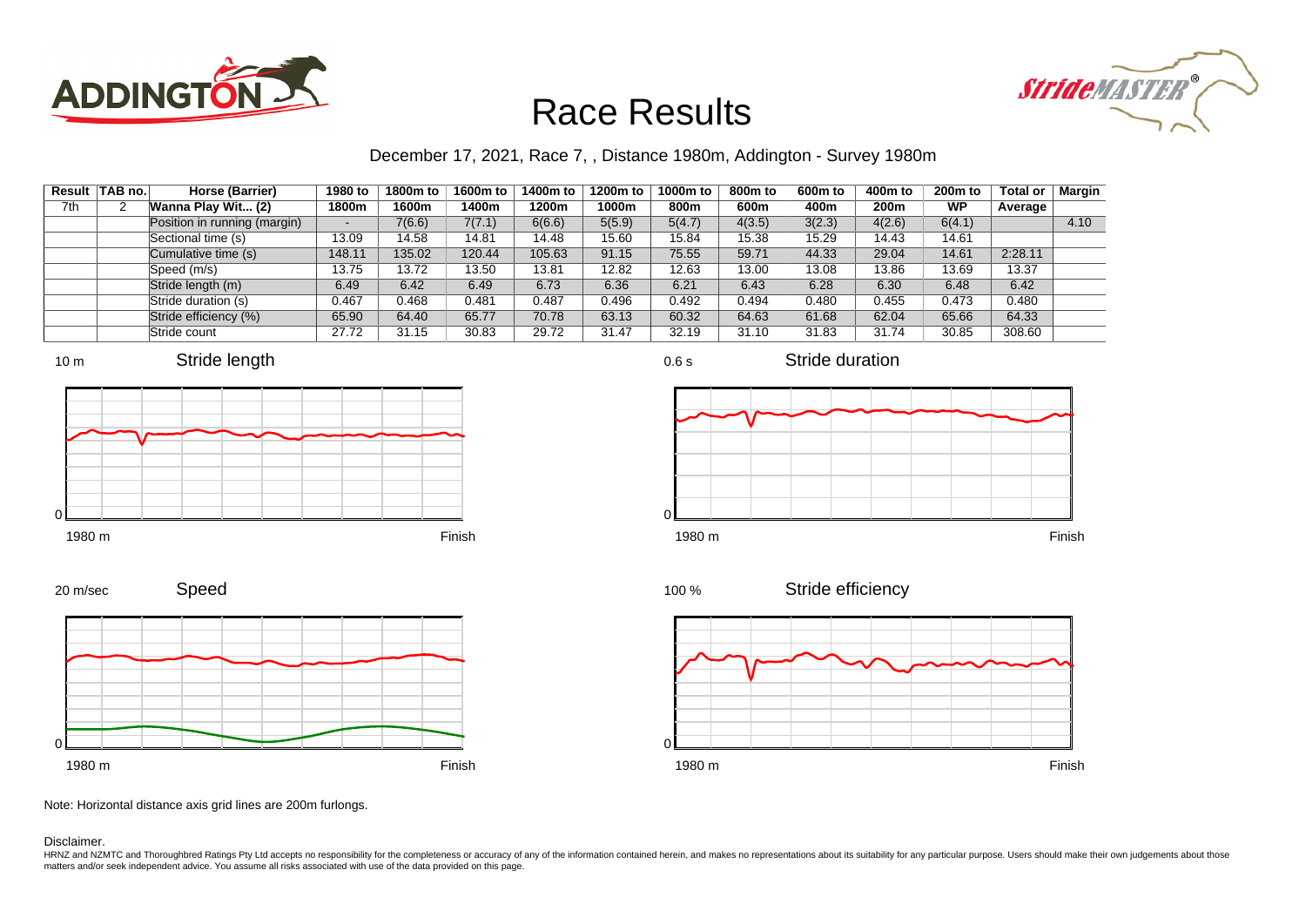# Race Results

December 17, 2021, Race 7, , Distance 1980m, Addington - Survey 1980m

| Result | TAB no. | Horse (Barrier) | 1980 to 1800m | 1800m to 1600m | 1600m to 1400m | 1400m to 1200m | 1200m to 1000m | 1000m to 800m | 800m to 600m | 600m to 400m | 400m to 200m | 200m to WP | Total or Average | Margin |
|---|---|---|---|---|---|---|---|---|---|---|---|---|---|---|
| 7th | 2 | **Wanna Play Wit... (2)** | | | | | | | | | | | | |
| | | Position in running (margin) | - | 7(6.6) | 7(7.1) | 6(6.6) | 5(5.9) | 5(4.7) | 4(3.5) | 3(2.3) | 4(2.6) | 6(4.1) | | 4.10 |
| | | Sectional time (s) | 13.09 | 14.58 | 14.81 | 14.48 | 15.60 | 15.84 | 15.38 | 15.29 | 14.43 | 14.61 | | |
| | | Cumulative time (s) | 148.11 | 135.02 | 120.44 | 105.63 | 91.15 | 75.55 | 59.71 | 44.33 | 29.04 | 14.61 | 2:28.11 | |
| | | Speed (m/s) | 13.75 | 13.72 | 13.50 | 13.81 | 12.82 | 12.63 | 13.00 | 13.08 | 13.86 | 13.69 | 13.37 | |
| | | Stride length (m) | 6.49 | 6.42 | 6.49 | 6.73 | 6.36 | 6.21 | 6.43 | 6.28 | 6.30 | 6.48 | 6.42 | |
| | | Stride duration (s) | 0.467 | 0.468 | 0.481 | 0.487 | 0.496 | 0.492 | 0.494 | 0.480 | 0.455 | 0.473 | 0.480 | |
| | | Stride efficiency (%) | 65.90 | 64.40 | 65.77 | 70.78 | 63.13 | 60.32 | 64.63 | 61.68 | 62.04 | 65.66 | 64.33 | |
| | | Stride count | 27.72 | 31.15 | 30.83 | 29.72 | 31.47 | 32.19 | 31.10 | 31.83 | 31.74 | 30.85 | 308.60 | |

Note: Horizontal distance axis grid lines are 200m furlongs.

Disclaimer.

HRNZ and NZMTC and Thoroughbred Ratings Pty Ltd accepts no responsibility for the completeness or accuracy of any of the information contained herein, and makes no representations about its suitability for any particular purpose. Users should make their own judgements about those matters and/or seek independent advice. You assume all risks associated with use of the data provided on this page.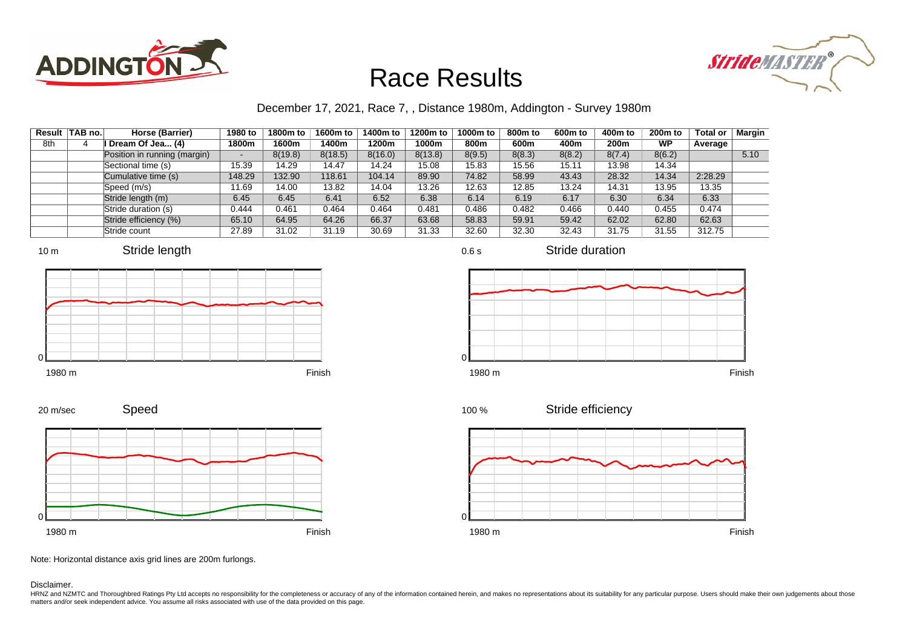# Race Results

December 17, 2021, Race 7, , Distance 1980m, Addington - Survey 1980m

| Result | TAB no. | Horse (Barrier) | 1980 to 1800m | 1800m to 1600m | 1600m to 1400m | 1400m to 1200m | 1200m to 1000m | 1000m to 800m | 800m to 600m | 600m to 400m | 400m to 200m | 200m to WP | Total or Average | Margin |
|---|---|---|---|---|---|---|---|---|---|---|---|---|---|---|
| 8th | 4 | I Dream Of Jea... (4) | | | | | | | | | | | | |
| | | Position in running (margin) | - | 8(19.8) | 8(18.5) | 8(16.0) | 8(13.8) | 8(9.5) | 8(8.3) | 8(8.2) | 8(7.4) | 8(6.2) | | 5.10 |
| | | Sectional time (s) | 15.39 | 14.29 | 14.47 | 14.24 | 15.08 | 15.83 | 15.56 | 15.11 | 13.98 | 14.34 | | |
| | | Cumulative time (s) | 148.29 | 132.90 | 118.61 | 104.14 | 89.90 | 74.82 | 58.99 | 43.43 | 28.32 | 14.34 | 2:28.29 | |
| | | Speed (m/s) | 11.69 | 14.00 | 13.82 | 14.04 | 13.26 | 12.63 | 12.85 | 13.24 | 14.31 | 13.95 | 13.35 | |
| | | Stride length (m) | 6.45 | 6.45 | 6.41 | 6.52 | 6.38 | 6.14 | 6.19 | 6.17 | 6.30 | 6.34 | 6.33 | |
| | | Stride duration (s) | 0.444 | 0.461 | 0.464 | 0.464 | 0.481 | 0.486 | 0.482 | 0.466 | 0.440 | 0.455 | 0.474 | |
| | | Stride efficiency (%) | 65.10 | 64.95 | 64.26 | 66.37 | 63.68 | 58.83 | 59.91 | 59.42 | 62.02 | 62.80 | 62.63 | |
| | | Stride count | 27.89 | 31.02 | 31.19 | 30.69 | 31.33 | 32.60 | 32.30 | 32.43 | 31.75 | 31.55 | 312.75 | |

Stride length
10 m
0
1980 m
Finish

Stride duration
0.6 s
0
1980 m
Finish

Speed
20 m/sec
0
1980 m
Finish

Stride efficiency
100 %
0
1980 m
Finish

Note: Horizontal distance axis grid lines are 200m furlongs.

Disclaimer.

HRNZ and NZMTC and Thoroughbred Ratings Pty Ltd accepts no responsibility for the completeness or accuracy of any of the information contained herein, and makes no representations about its suitability for any particular purpose. Users should make their own judgements about those matters and/or seek independent advice. You assume all risks associated with use of the data provided on this page.